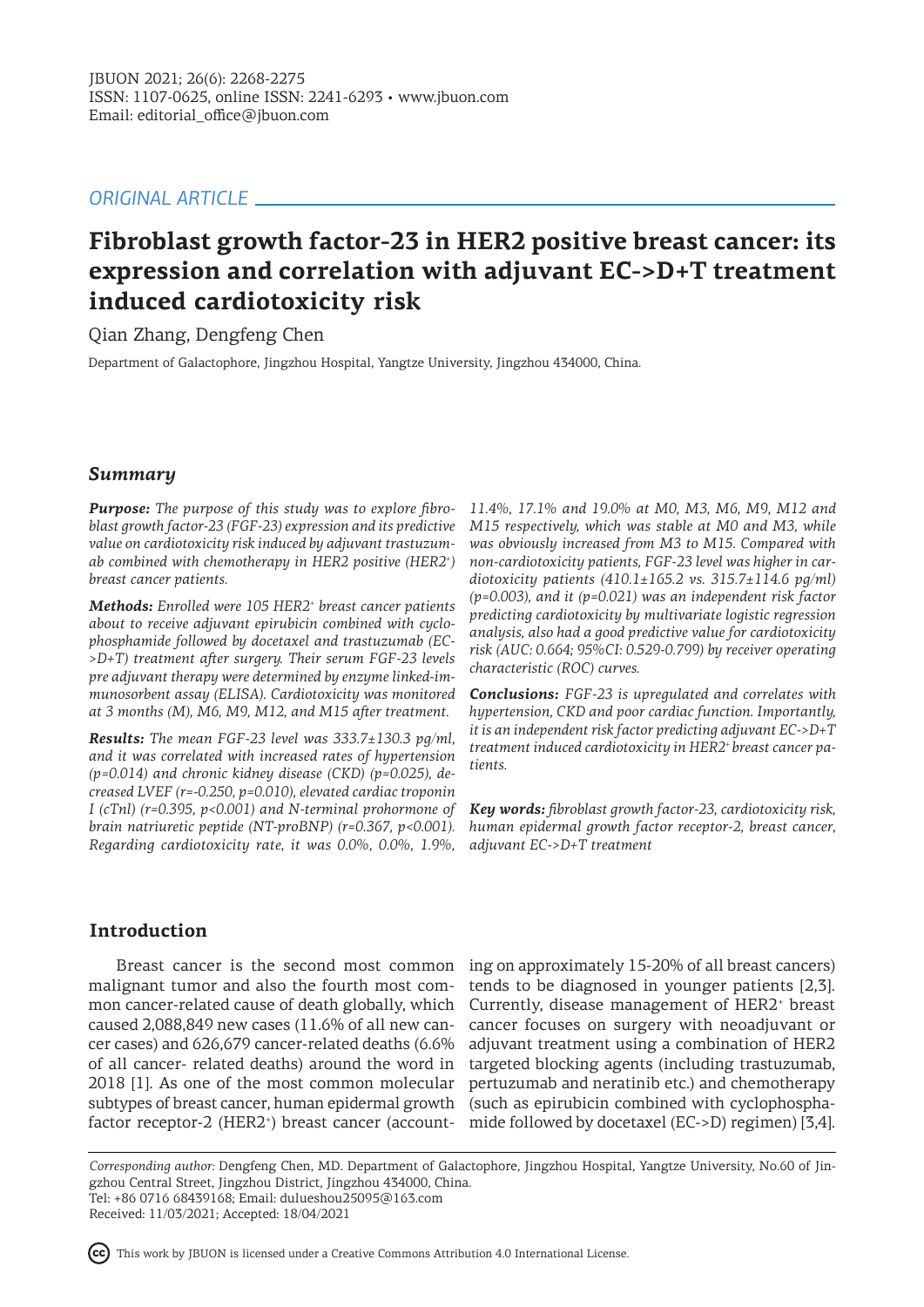*ORIGINAL ARTICLE*

# Fibroblast growth factor-23 in HER2 positive breast cancer: its expression and correlation with adjuvant EC->D+T treatment induced cardiotoxicity risk

Qian Zhang, Dengfeng Chen

Department of Galactophore, Jingzhou Hospital, Yangtze University, Jingzhou 434000, China.

## Summary

***Purpose:*** *The purpose of this study was to explore fibroblast growth factor-23 (FGF-23) expression and its predictive value on cardiotoxicity risk induced by adjuvant trastuzumab combined with chemotherapy in HER2 positive (HER2$^+$) breast cancer patients.*

***Methods:*** *Enrolled were 105 HER2$^+$ breast cancer patients about to receive adjuvant epirubicin combined with cyclophosphamide followed by docetaxel and trastuzumab (EC->D+T) treatment after surgery. Their serum FGF-23 levels pre adjuvant therapy were determined by enzyme linked-immunosorbent assay (ELISA). Cardiotoxicity was monitored at 3 months (M), M6, M9, M12, and M15 after treatment.*

***Results:*** *The mean FGF-23 level was 333.7±130.3 pg/ml, and it was correlated with increased rates of hypertension (p=0.014) and chronic kidney disease (CKD) (p=0.025), decreased LVEF (r=-0.250, p=0.010), elevated cardiac troponin I (cTnI) (r=0.395, p<0.001) and N-terminal prohormone of brain natriuretic peptide (NT-proBNP) (r=0.367, p<0.001). Regarding cardiotoxicity rate, it was 0.0%, 0.0%, 1.9%, 11.4%, 17.1% and 19.0% at M0, M3, M6, M9, M12 and M15 respectively, which was stable at M0 and M3, while was obviously increased from M3 to M15. Compared with non-cardiotoxicity patients, FGF-23 level was higher in cardiotoxicity patients (410.1±165.2 vs. 315.7±114.6 pg/ml) (p=0.003), and it (p=0.021) was an independent risk factor predicting cardiotoxicity by multivariate logistic regression analysis, also had a good predictive value for cardiotoxicity risk (AUC: 0.664; 95%CI: 0.529-0.799) by receiver operating characteristic (ROC) curves.*

***Conclusions:*** *FGF-23 is upregulated and correlates with hypertension, CKD and poor cardiac function. Importantly, it is an independent risk factor predicting adjuvant EC->D+T treatment induced cardiotoxicity in HER2$^+$ breast cancer patients.*

***Key words:*** *fibroblast growth factor-23, cardiotoxicity risk, human epidermal growth factor receptor-2, breast cancer, adjuvant EC->D+T treatment*

## Introduction

Breast cancer is the second most common malignant tumor and also the fourth most common cancer-related cause of death globally, which caused 2,088,849 new cases (11.6% of all new cancer cases) and 626,679 cancer-related deaths (6.6% of all cancer- related deaths) around the word in 2018 [1]. As one of the most common molecular subtypes of breast cancer, human epidermal growth factor receptor-2 (HER2$^+$) breast cancer (accounting on approximately 15-20% of all breast cancers) tends to be diagnosed in younger patients [2,3]. Currently, disease management of HER2$^+$ breast cancer focuses on surgery with neoadjuvant or adjuvant treatment using a combination of HER2 targeted blocking agents (including trastuzumab, pertuzumab and neratinib etc.) and chemotherapy (such as epirubicin combined with cyclophosphamide followed by docetaxel (EC->D) regimen) [3,4].

*Corresponding author:* Dengfeng Chen, MD. Department of Galactophore, Jingzhou Hospital, Yangtze University, No.60 of Jingzhou Central Street, Jingzhou District, Jingzhou 434000, China.
Tel: +86 0716 68439168; Email: dulueshou25095@163.com
Received: 11/03/2021; Accepted: 18/04/2021

This work by JBUON is licensed under a Creative Commons Attribution 4.0 International License.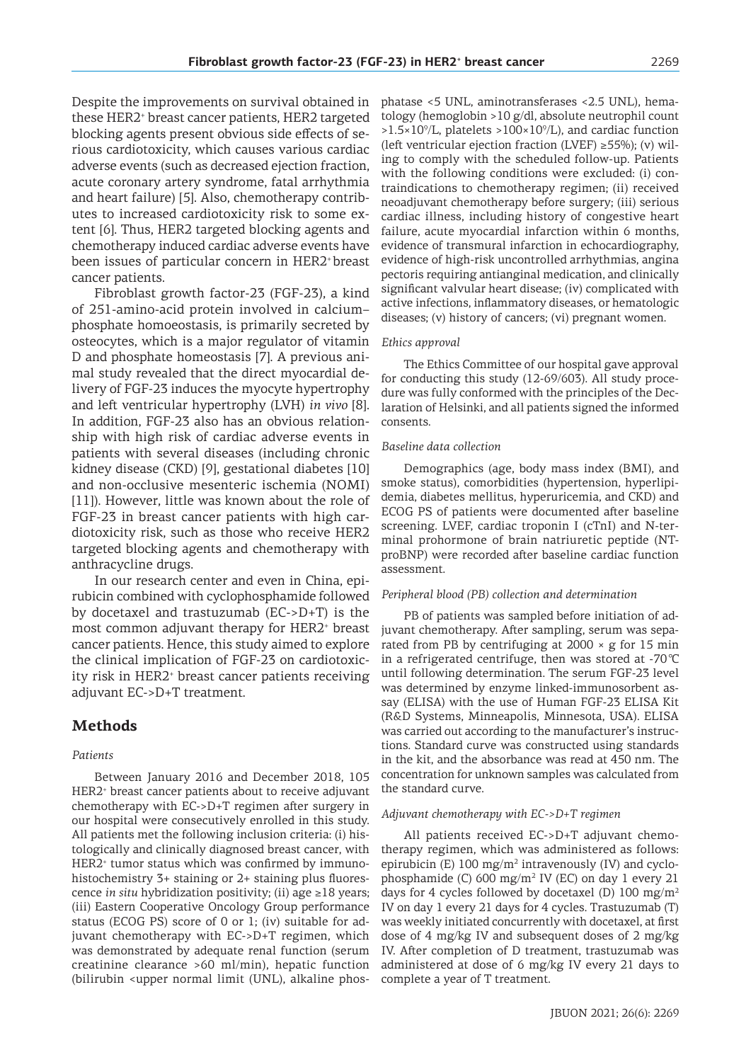Despite the improvements on survival obtained in these HER2[+] breast cancer patients, HER2 targeted blocking agents present obvious side effects of serious cardiotoxicity, which causes various cardiac adverse events (such as decreased ejection fraction, acute coronary artery syndrome, fatal arrhythmia and heart failure) [5]. Also, chemotherapy contributes to increased cardiotoxicity risk to some extent [6]. Thus, HER2 targeted blocking agents and chemotherapy induced cardiac adverse events have been issues of particular concern in HER2[+] breast cancer patients.

Fibroblast growth factor-23 (FGF-23), a kind of 251-amino-acid protein involved in calcium–phosphate homoeostasis, is primarily secreted by osteocytes, which is a major regulator of vitamin D and phosphate homeostasis [7]. A previous animal study revealed that the direct myocardial delivery of FGF-23 induces the myocyte hypertrophy and left ventricular hypertrophy (LVH) *in vivo* [8]. In addition, FGF-23 also has an obvious relationship with high risk of cardiac adverse events in patients with several diseases (including chronic kidney disease (CKD) [9], gestational diabetes [10] and non-occlusive mesenteric ischemia (NOMI) [11]). However, little was known about the role of FGF-23 in breast cancer patients with high cardiotoxicity risk, such as those who receive HER2 targeted blocking agents and chemotherapy with anthracycline drugs.

In our research center and even in China, epirubicin combined with cyclophosphamide followed by docetaxel and trastuzumab (EC->D+T) is the most common adjuvant therapy for HER2[+] breast cancer patients. Hence, this study aimed to explore the clinical implication of FGF-23 on cardiotoxicity risk in HER2[+] breast cancer patients receiving adjuvant EC->D+T treatment.

## Methods

### *Patients*

Between January 2016 and December 2018, 105 HER2[+] breast cancer patients about to receive adjuvant chemotherapy with EC->D+T regimen after surgery in our hospital were consecutively enrolled in this study. All patients met the following inclusion criteria: (i) histologically and clinically diagnosed breast cancer, with HER2[+] tumor status which was confirmed by immunohistochemistry 3+ staining or 2+ staining plus fluorescence *in situ* hybridization positivity; (ii) age ≥18 years; (iii) Eastern Cooperative Oncology Group performance status (ECOG PS) score of 0 or 1; (iv) suitable for adjuvant chemotherapy with EC->D+T regimen, which was demonstrated by adequate renal function (serum creatinine clearance >60 ml/min), hepatic function (bilirubin <upper normal limit (UNL), alkaline phosphatase <5 UNL, aminotransferases <2.5 UNL), hematology (hemoglobin >10 g/dl, absolute neutrophil count $>1.5\times10^9$/L, platelets $>100\times10^9$/L), and cardiac function (left ventricular ejection fraction (LVEF) ≥55%); (v) willing to comply with the scheduled follow-up. Patients with the following conditions were excluded: (i) contraindications to chemotherapy regimen; (ii) received neoadjuvant chemotherapy before surgery; (iii) serious cardiac illness, including history of congestive heart failure, acute myocardial infarction within 6 months, evidence of transmural infarction in echocardiography, evidence of high-risk uncontrolled arrhythmias, angina pectoris requiring antianginal medication, and clinically significant valvular heart disease; (iv) complicated with active infections, inflammatory diseases, or hematologic diseases; (v) history of cancers; (vi) pregnant women.

### *Ethics approval*

The Ethics Committee of our hospital gave approval for conducting this study (12-69/603). All study procedure was fully conformed with the principles of the Declaration of Helsinki, and all patients signed the informed consents.

### *Baseline data collection*

Demographics (age, body mass index (BMI), and smoke status), comorbidities (hypertension, hyperlipidemia, diabetes mellitus, hyperuricemia, and CKD) and ECOG PS of patients were documented after baseline screening. LVEF, cardiac troponin I (cTnI) and N-terminal prohormone of brain natriuretic peptide (NT-proBNP) were recorded after baseline cardiac function assessment.

### *Peripheral blood (PB) collection and determination*

PB of patients was sampled before initiation of adjuvant chemotherapy. After sampling, serum was separated from PB by centrifuging at 2000 × g for 15 min in a refrigerated centrifuge, then was stored at -70°C until following determination. The serum FGF-23 level was determined by enzyme linked-immunosorbent assay (ELISA) with the use of Human FGF-23 ELISA Kit (R&D Systems, Minneapolis, Minnesota, USA). ELISA was carried out according to the manufacturer's instructions. Standard curve was constructed using standards in the kit, and the absorbance was read at 450 nm. The concentration for unknown samples was calculated from the standard curve.

### *Adjuvant chemotherapy with EC->D+T regimen*

All patients received EC->D+T adjuvant chemotherapy regimen, which was administered as follows: epirubicin (E) 100 mg/m$^2$ intravenously (IV) and cyclophosphamide (C) 600 mg/m$^2$ IV (EC) on day 1 every 21 days for 4 cycles followed by docetaxel (D) 100 mg/m$^2$ IV on day 1 every 21 days for 4 cycles. Trastuzumab (T) was weekly initiated concurrently with docetaxel, at first dose of 4 mg/kg IV and subsequent doses of 2 mg/kg IV. After completion of D treatment, trastuzumab was administered at dose of 6 mg/kg IV every 21 days to complete a year of T treatment.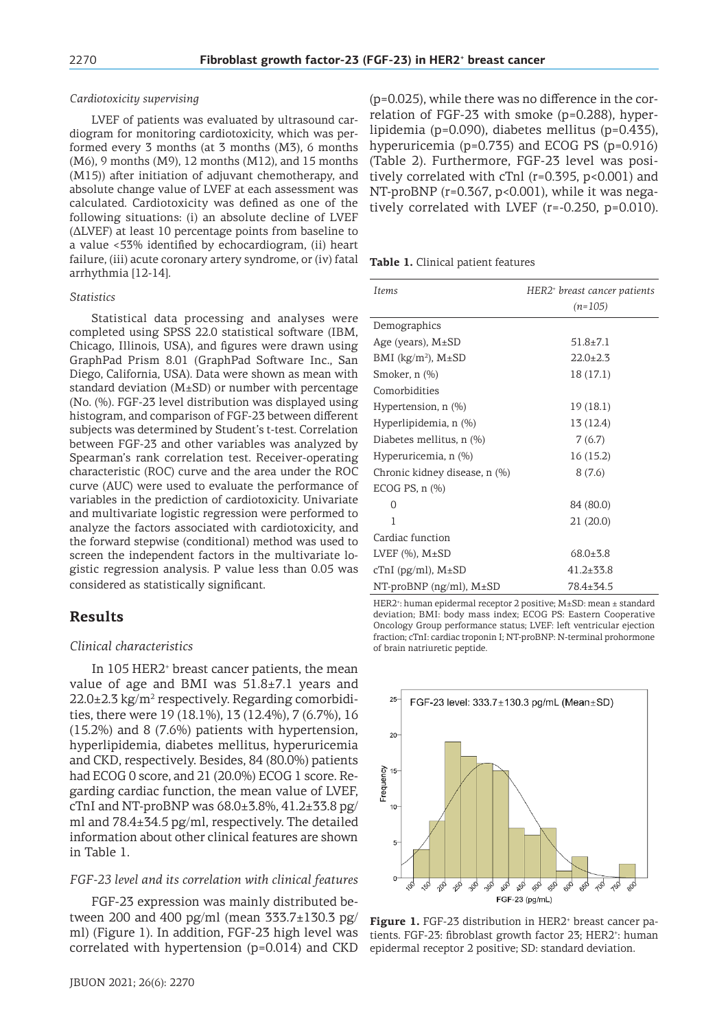*Cardiotoxicity supervising*

LVEF of patients was evaluated by ultrasound cardiogram for monitoring cardiotoxicity, which was performed every 3 months (at 3 months (M3), 6 months (M6), 9 months (M9), 12 months (M12), and 15 months (M15)) after initiation of adjuvant chemotherapy, and absolute change value of LVEF at each assessment was calculated. Cardiotoxicity was defined as one of the following situations: (i) an absolute decline of LVEF (ΔLVEF) at least 10 percentage points from baseline to a value <53% identified by echocardiogram, (ii) heart failure, (iii) acute coronary artery syndrome, or (iv) fatal arrhythmia [12-14].

*Statistics*

Statistical data processing and analyses were completed using SPSS 22.0 statistical software (IBM, Chicago, Illinois, USA), and figures were drawn using GraphPad Prism 8.01 (GraphPad Software Inc., San Diego, California, USA). Data were shown as mean with standard deviation (M±SD) or number with percentage (No. (%). FGF-23 level distribution was displayed using histogram, and comparison of FGF-23 between different subjects was determined by Student's t-test. Correlation between FGF-23 and other variables was analyzed by Spearman's rank correlation test. Receiver-operating characteristic (ROC) curve and the area under the ROC curve (AUC) were used to evaluate the performance of variables in the prediction of cardiotoxicity. Univariate and multivariate logistic regression were performed to analyze the factors associated with cardiotoxicity, and the forward stepwise (conditional) method was used to screen the independent factors in the multivariate logistic regression analysis. P value less than 0.05 was considered as statistically significant.

## Results

*Clinical characteristics*

In 105 HER2+ breast cancer patients, the mean value of age and BMI was 51.8±7.1 years and 22.0±2.3 kg/m$^2$ respectively. Regarding comorbidities, there were 19 (18.1%), 13 (12.4%), 7 (6.7%), 16 (15.2%) and 8 (7.6%) patients with hypertension, hyperlipidemia, diabetes mellitus, hyperuricemia and CKD, respectively. Besides, 84 (80.0%) patients had ECOG 0 score, and 21 (20.0%) ECOG 1 score. Regarding cardiac function, the mean value of LVEF, cTnI and NT-proBNP was 68.0±3.8%, 41.2±33.8 pg/ml and 78.4±34.5 pg/ml, respectively. The detailed information about other clinical features are shown in Table 1.

*FGF-23 level and its correlation with clinical features*

FGF-23 expression was mainly distributed between 200 and 400 pg/ml (mean 333.7±130.3 pg/ml) (Figure 1). In addition, FGF-23 high level was correlated with hypertension (p=0.014) and CKD (p=0.025), while there was no difference in the correlation of FGF-23 with smoke (p=0.288), hyperlipidemia (p=0.090), diabetes mellitus (p=0.435), hyperuricemia (p=0.735) and ECOG PS (p=0.916) (Table 2). Furthermore, FGF-23 level was positively correlated with cTnI (r=0.395, p<0.001) and NT-proBNP (r=0.367, p<0.001), while it was negatively correlated with LVEF (r=-0.250, p=0.010).

**Table 1.** Clinical patient features

| *Items* | *HER2+ breast cancer patients (n=105)* |
|---|---|
| Demographics | |
| Age (years), M±SD | 51.8±7.1 |
| BMI (kg/m$^2$), M±SD | 22.0±2.3 |
| Smoker, n (%) | 18 (17.1) |
| Comorbidities | |
| Hypertension, n (%) | 19 (18.1) |
| Hyperlipidemia, n (%) | 13 (12.4) |
| Diabetes mellitus, n (%) | 7 (6.7) |
| Hyperuricemia, n (%) | 16 (15.2) |
| Chronic kidney disease, n (%) | 8 (7.6) |
| ECOG PS, n (%) | |
| 0 | 84 (80.0) |
| 1 | 21 (20.0) |
| Cardiac function | |
| LVEF (%), M±SD | 68.0±3.8 |
| cTnI (pg/ml), M±SD | 41.2±33.8 |
| NT-proBNP (ng/ml), M±SD | 78.4±34.5 |

HER2+: human epidermal receptor 2 positive; M±SD: mean ± standard deviation; BMI: body mass index; ECOG PS: Eastern Cooperative Oncology Group performance status; LVEF: left ventricular ejection fraction; cTnI: cardiac troponin I; NT-proBNP: N-terminal prohormone of brain natriuretic peptide.

**Figure 1.** FGF-23 distribution in HER2+ breast cancer patients. FGF-23: fibroblast growth factor 23; HER2+: human epidermal receptor 2 positive; SD: standard deviation.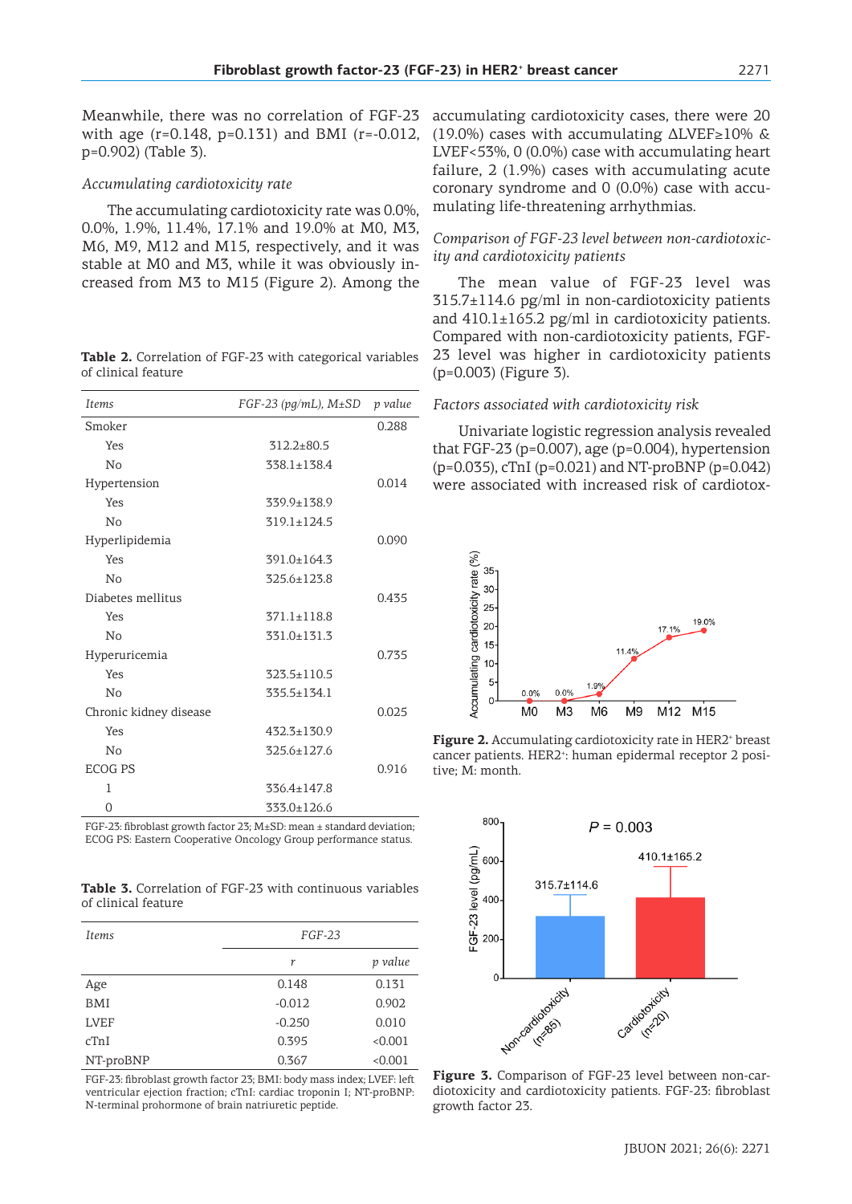Meanwhile, there was no correlation of FGF-23 with age (r=0.148, p=0.131) and BMI (r=-0.012, p=0.902) (Table 3).

*Accumulating cardiotoxicity rate*

The accumulating cardiotoxicity rate was 0.0%, 0.0%, 1.9%, 11.4%, 17.1% and 19.0% at M0, M3, M6, M9, M12 and M15, respectively, and it was stable at M0 and M3, while it was obviously increased from M3 to M15 (Figure 2). Among the accumulating cardiotoxicity cases, there were 20 (19.0%) cases with accumulating ΔLVEF≥10% & LVEF<53%, 0 (0.0%) case with accumulating heart failure, 2 (1.9%) cases with accumulating acute coronary syndrome and 0 (0.0%) case with accumulating life-threatening arrhythmias.

**Table 2.** Correlation of FGF-23 with categorical variables of clinical feature

| *Items* | *FGF-23 (pg/mL), M±SD* | *p value* |
|---|---|---|
| Smoker | | 0.288 |
| Yes | 312.2±80.5 | |
| No | 338.1±138.4 | |
| Hypertension | | 0.014 |
| Yes | 339.9±138.9 | |
| No | 319.1±124.5 | |
| Hyperlipidemia | | 0.090 |
| Yes | 391.0±164.3 | |
| No | 325.6±123.8 | |
| Diabetes mellitus | | 0.435 |
| Yes | 371.1±118.8 | |
| No | 331.0±131.3 | |
| Hyperuricemia | | 0.735 |
| Yes | 323.5±110.5 | |
| No | 335.5±134.1 | |
| Chronic kidney disease | | 0.025 |
| Yes | 432.3±130.9 | |
| No | 325.6±127.6 | |
| ECOG PS | | 0.916 |
| 1 | 336.4±147.8 | |
| 0 | 333.0±126.6 | |

FGF-23: fibroblast growth factor 23; M±SD: mean ± standard deviation; ECOG PS: Eastern Cooperative Oncology Group performance status.

**Table 3.** Correlation of FGF-23 with continuous variables of clinical feature

| *Items* | *FGF-23* | |
|---|---|---|
| | *r* | *p value* |
| Age | 0.148 | 0.131 |
| BMI | -0.012 | 0.902 |
| LVEF | -0.250 | 0.010 |
| cTnI | 0.395 | <0.001 |
| NT-proBNP | 0.367 | <0.001 |

FGF-23: fibroblast growth factor 23; BMI: body mass index; LVEF: left ventricular ejection fraction; cTnI: cardiac troponin I; NT-proBNP: N-terminal prohormone of brain natriuretic peptide.

*Comparison of FGF-23 level between non-cardiotoxicity and cardiotoxicity patients*

The mean value of FGF-23 level was 315.7±114.6 pg/ml in non-cardiotoxicity patients and 410.1±165.2 pg/ml in cardiotoxicity patients. Compared with non-cardiotoxicity patients, FGF-23 level was higher in cardiotoxicity patients (p=0.003) (Figure 3).

*Factors associated with cardiotoxicity risk*

Univariate logistic regression analysis revealed that FGF-23 (p=0.007), age (p=0.004), hypertension (p=0.035), cTnI (p=0.021) and NT-proBNP (p=0.042) were associated with increased risk of cardiotox-

**Figure 2.** Accumulating cardiotoxicity rate in HER2+ breast cancer patients. HER2+: human epidermal receptor 2 positive; M: month.

**Figure 3.** Comparison of FGF-23 level between non-cardiotoxicity and cardiotoxicity patients. FGF-23: fibroblast growth factor 23.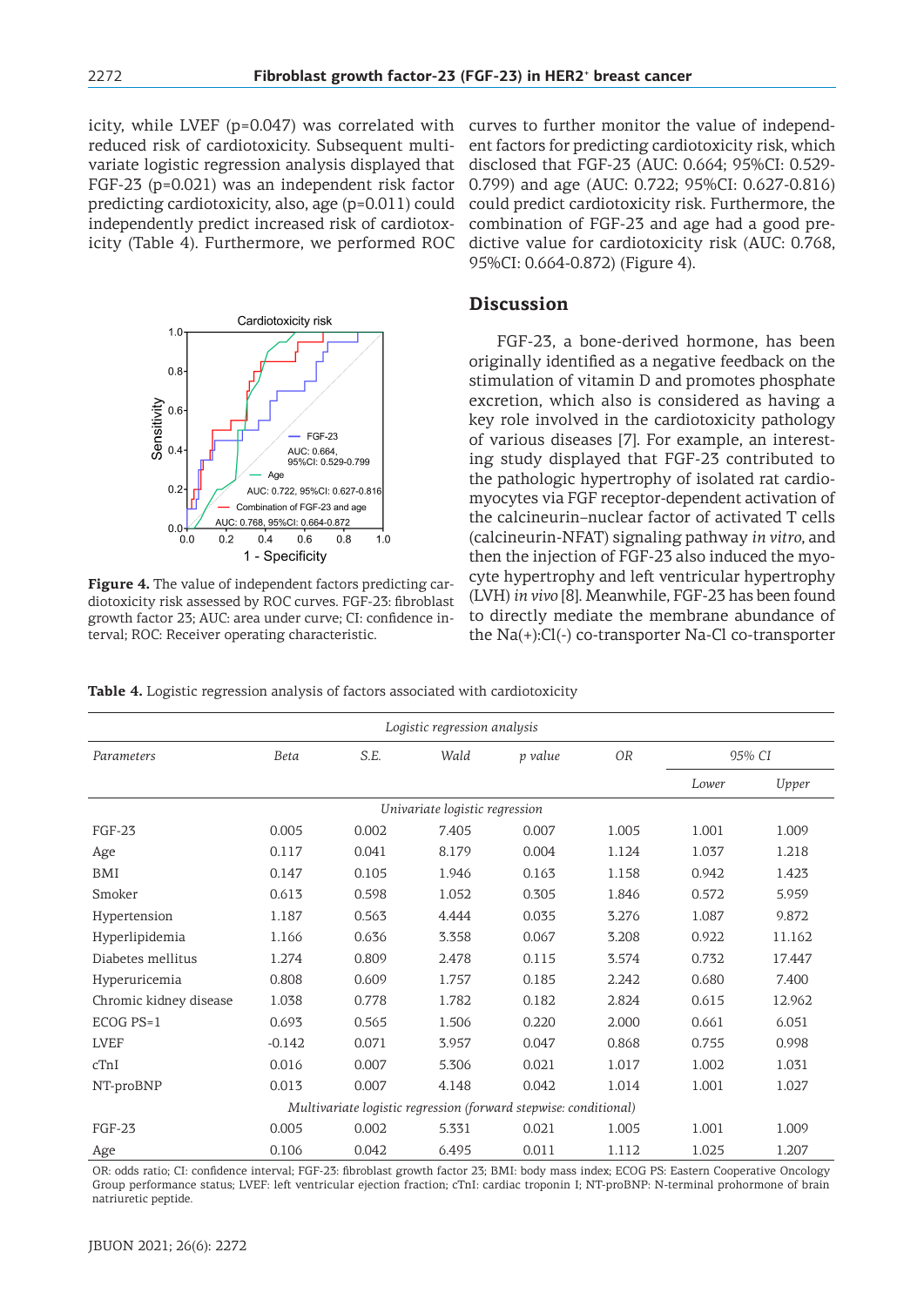icity, while LVEF (p=0.047) was correlated with reduced risk of cardiotoxicity. Subsequent multivariate logistic regression analysis displayed that FGF-23 (p=0.021) was an independent risk factor predicting cardiotoxicity, also, age (p=0.011) could independently predict increased risk of cardiotoxicity (Table 4). Furthermore, we performed ROC curves to further monitor the value of independent factors for predicting cardiotoxicity risk, which disclosed that FGF-23 (AUC: 0.664; 95%CI: 0.529-0.799) and age (AUC: 0.722; 95%CI: 0.627-0.816) could predict cardiotoxicity risk. Furthermore, the combination of FGF-23 and age had a good predictive value for cardiotoxicity risk (AUC: 0.768, 95%CI: 0.664-0.872) (Figure 4).

**Figure 4.** The value of independent factors predicting cardiotoxicity risk assessed by ROC curves. FGF-23: fibroblast growth factor 23; AUC: area under curve; CI: confidence interval; ROC: Receiver operating characteristic.

## Discussion

FGF-23, a bone-derived hormone, has been originally identified as a negative feedback on the stimulation of vitamin D and promotes phosphate excretion, which also is considered as having a key role involved in the cardiotoxicity pathology of various diseases [7]. For example, an interesting study displayed that FGF-23 contributed to the pathologic hypertrophy of isolated rat cardiomyocytes via FGF receptor-dependent activation of the calcineurin–nuclear factor of activated T cells (calcineurin-NFAT) signaling pathway *in vitro*, and then the injection of FGF-23 also induced the myocyte hypertrophy and left ventricular hypertrophy (LVH) *in vivo* [8]. Meanwhile, FGF-23 has been found to directly mediate the membrane abundance of the Na(+):Cl(-) co-transporter Na-Cl co-transporter

**Table 4.** Logistic regression analysis of factors associated with cardiotoxicity

| Parameters | Beta | S.E. | Wald | p value | OR | 95% CI Lower | 95% CI Upper |
|---|---|---|---|---|---|---|---|
| *Univariate logistic regression* | | | | | | | |
| FGF-23 | 0.005 | 0.002 | 7.405 | 0.007 | 1.005 | 1.001 | 1.009 |
| Age | 0.117 | 0.041 | 8.179 | 0.004 | 1.124 | 1.037 | 1.218 |
| BMI | 0.147 | 0.105 | 1.946 | 0.163 | 1.158 | 0.942 | 1.423 |
| Smoker | 0.613 | 0.598 | 1.052 | 0.305 | 1.846 | 0.572 | 5.959 |
| Hypertension | 1.187 | 0.563 | 4.444 | 0.035 | 3.276 | 1.087 | 9.872 |
| Hyperlipidemia | 1.166 | 0.636 | 3.358 | 0.067 | 3.208 | 0.922 | 11.162 |
| Diabetes mellitus | 1.274 | 0.809 | 2.478 | 0.115 | 3.574 | 0.732 | 17.447 |
| Hyperuricemia | 0.808 | 0.609 | 1.757 | 0.185 | 2.242 | 0.680 | 7.400 |
| Chromic kidney disease | 1.038 | 0.778 | 1.782 | 0.182 | 2.824 | 0.615 | 12.962 |
| ECOG PS=1 | 0.693 | 0.565 | 1.506 | 0.220 | 2.000 | 0.661 | 6.051 |
| LVEF | -0.142 | 0.071 | 3.957 | 0.047 | 0.868 | 0.755 | 0.998 |
| cTnI | 0.016 | 0.007 | 5.306 | 0.021 | 1.017 | 1.002 | 1.031 |
| NT-proBNP | 0.013 | 0.007 | 4.148 | 0.042 | 1.014 | 1.001 | 1.027 |
| *Multivariate logistic regression (forward stepwise: conditional)* | | | | | | | |
| FGF-23 | 0.005 | 0.002 | 5.331 | 0.021 | 1.005 | 1.001 | 1.009 |
| Age | 0.106 | 0.042 | 6.495 | 0.011 | 1.112 | 1.025 | 1.207 |

OR: odds ratio; CI: confidence interval; FGF-23: fibroblast growth factor 23; BMI: body mass index; ECOG PS: Eastern Cooperative Oncology Group performance status; LVEF: left ventricular ejection fraction; cTnI: cardiac troponin I; NT-proBNP: N-terminal prohormone of brain natriuretic peptide.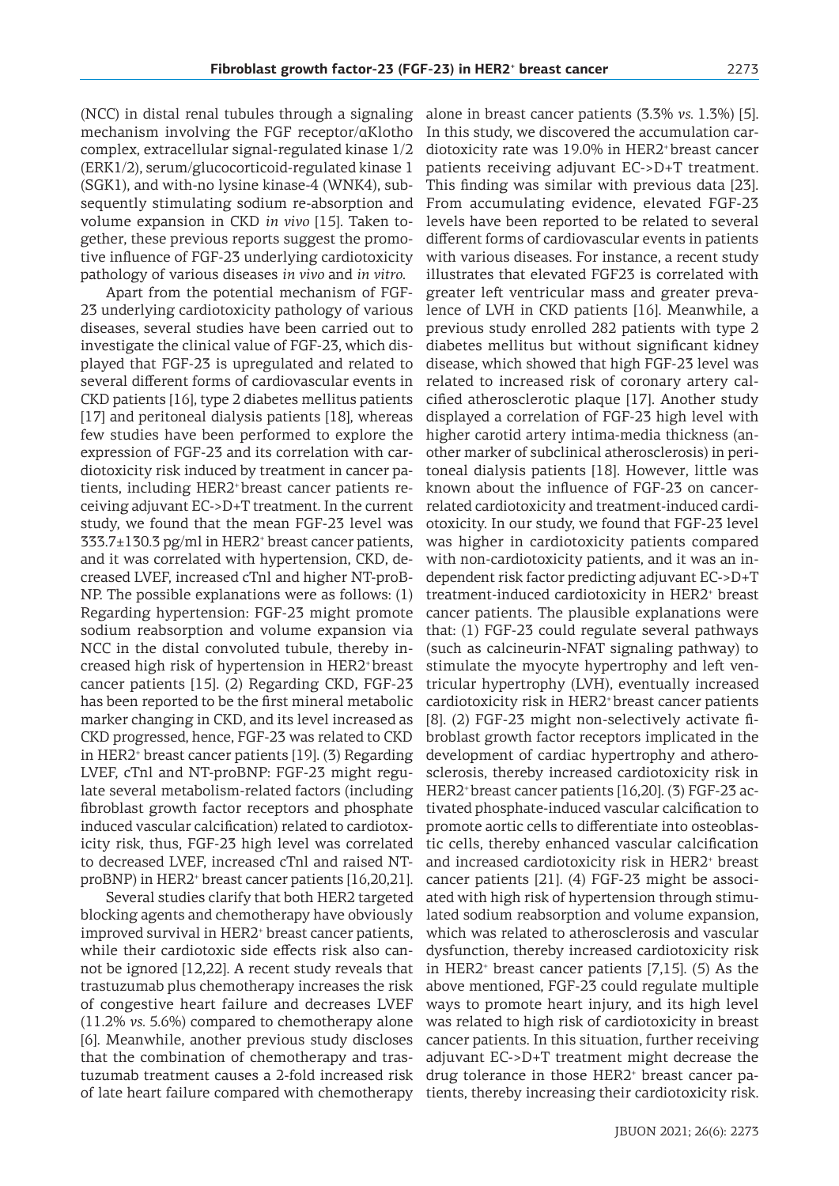(NCC) in distal renal tubules through a signaling mechanism involving the FGF receptor/αKlotho complex, extracellular signal-regulated kinase 1/2 (ERK1/2), serum/glucocorticoid-regulated kinase 1 (SGK1), and with-no lysine kinase-4 (WNK4), subsequently stimulating sodium re-absorption and volume expansion in CKD *in vivo* [15]. Taken together, these previous reports suggest the promotive influence of FGF-23 underlying cardiotoxicity pathology of various diseases *in vivo* and *in vitro.*

Apart from the potential mechanism of FGF-23 underlying cardiotoxicity pathology of various diseases, several studies have been carried out to investigate the clinical value of FGF-23, which displayed that FGF-23 is upregulated and related to several different forms of cardiovascular events in CKD patients [16], type 2 diabetes mellitus patients [17] and peritoneal dialysis patients [18], whereas few studies have been performed to explore the expression of FGF-23 and its correlation with cardiotoxicity risk induced by treatment in cancer patients, including HER2+ breast cancer patients receiving adjuvant EC->D+T treatment. In the current study, we found that the mean FGF-23 level was 333.7±130.3 pg/ml in HER2+ breast cancer patients, and it was correlated with hypertension, CKD, decreased LVEF, increased cTnI and higher NT-proBNP. The possible explanations were as follows: (1) Regarding hypertension: FGF-23 might promote sodium reabsorption and volume expansion via NCC in the distal convoluted tubule, thereby increased high risk of hypertension in HER2+ breast cancer patients [15]. (2) Regarding CKD, FGF-23 has been reported to be the first mineral metabolic marker changing in CKD, and its level increased as CKD progressed, hence, FGF-23 was related to CKD in HER2+ breast cancer patients [19]. (3) Regarding LVEF, cTnI and NT-proBNP: FGF-23 might regulate several metabolism-related factors (including fibroblast growth factor receptors and phosphate induced vascular calcification) related to cardiotoxicity risk, thus, FGF-23 high level was correlated to decreased LVEF, increased cTnI and raised NT-proBNP) in HER2+ breast cancer patients [16,20,21].

Several studies clarify that both HER2 targeted blocking agents and chemotherapy have obviously improved survival in HER2+ breast cancer patients, while their cardiotoxic side effects risk also cannot be ignored [12,22]. A recent study reveals that trastuzumab plus chemotherapy increases the risk of congestive heart failure and decreases LVEF (11.2% *vs.* 5.6%) compared to chemotherapy alone [6]. Meanwhile, another previous study discloses that the combination of chemotherapy and trastuzumab treatment causes a 2-fold increased risk of late heart failure compared with chemotherapy alone in breast cancer patients (3.3% *vs.* 1.3%) [5]. In this study, we discovered the accumulation cardiotoxicity rate was 19.0% in HER2+ breast cancer patients receiving adjuvant EC->D+T treatment. This finding was similar with previous data [23]. From accumulating evidence, elevated FGF-23 levels have been reported to be related to several different forms of cardiovascular events in patients with various diseases. For instance, a recent study illustrates that elevated FGF23 is correlated with greater left ventricular mass and greater prevalence of LVH in CKD patients [16]. Meanwhile, a previous study enrolled 282 patients with type 2 diabetes mellitus but without significant kidney disease, which showed that high FGF-23 level was related to increased risk of coronary artery calcified atherosclerotic plaque [17]. Another study displayed a correlation of FGF-23 high level with higher carotid artery intima-media thickness (another marker of subclinical atherosclerosis) in peritoneal dialysis patients [18]. However, little was known about the influence of FGF-23 on cancer-related cardiotoxicity and treatment-induced cardiotoxicity. In our study, we found that FGF-23 level was higher in cardiotoxicity patients compared with non-cardiotoxicity patients, and it was an independent risk factor predicting adjuvant EC->D+T treatment-induced cardiotoxicity in HER2+ breast cancer patients. The plausible explanations were that: (1) FGF-23 could regulate several pathways (such as calcineurin-NFAT signaling pathway) to stimulate the myocyte hypertrophy and left ventricular hypertrophy (LVH), eventually increased cardiotoxicity risk in HER2+ breast cancer patients [8]. (2) FGF-23 might non-selectively activate fibroblast growth factor receptors implicated in the development of cardiac hypertrophy and atherosclerosis, thereby increased cardiotoxicity risk in HER2+ breast cancer patients [16,20]. (3) FGF-23 activated phosphate-induced vascular calcification to promote aortic cells to differentiate into osteoblastic cells, thereby enhanced vascular calcification and increased cardiotoxicity risk in HER2+ breast cancer patients [21]. (4) FGF-23 might be associated with high risk of hypertension through stimulated sodium reabsorption and volume expansion, which was related to atherosclerosis and vascular dysfunction, thereby increased cardiotoxicity risk in HER2+ breast cancer patients [7,15]. (5) As the above mentioned, FGF-23 could regulate multiple ways to promote heart injury, and its high level was related to high risk of cardiotoxicity in breast cancer patients. In this situation, further receiving adjuvant EC->D+T treatment might decrease the drug tolerance in those HER2+ breast cancer patients, thereby increasing their cardiotoxicity risk.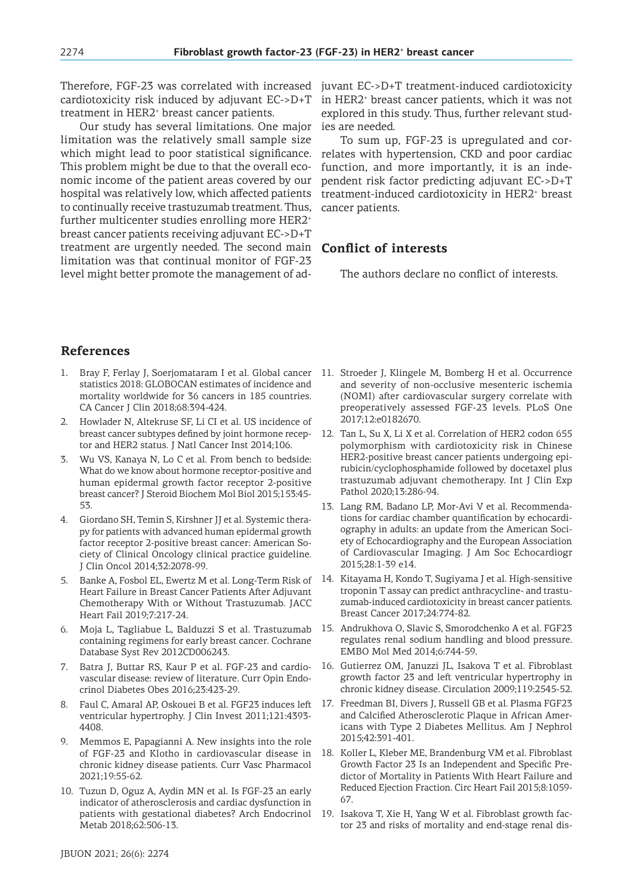Therefore, FGF-23 was correlated with increased cardiotoxicity risk induced by adjuvant EC->D+T treatment in HER2[+] breast cancer patients.

Our study has several limitations. One major limitation was the relatively small sample size which might lead to poor statistical significance. This problem might be due to that the overall economic income of the patient areas covered by our hospital was relatively low, which affected patients to continually receive trastuzumab treatment. Thus, further multicenter studies enrolling more HER2[+] breast cancer patients receiving adjuvant EC->D+T treatment are urgently needed. The second main limitation was that continual monitor of FGF-23 level might better promote the management of adjuvant EC->D+T treatment-induced cardiotoxicity in HER2[+] breast cancer patients, which it was not explored in this study. Thus, further relevant studies are needed.

To sum up, FGF-23 is upregulated and correlates with hypertension, CKD and poor cardiac function, and more importantly, it is an independent risk factor predicting adjuvant EC->D+T treatment-induced cardiotoxicity in HER2[+] breast cancer patients.

## Conflict of interests

The authors declare no conflict of interests.

## References

1. Bray F, Ferlay J, Soerjomataram I et al. Global cancer statistics 2018: GLOBOCAN estimates of incidence and mortality worldwide for 36 cancers in 185 countries. CA Cancer J Clin 2018;68:394-424.
2. Howlader N, Altekruse SF, Li CI et al. US incidence of breast cancer subtypes defined by joint hormone receptor and HER2 status. J Natl Cancer Inst 2014;106.
3. Wu VS, Kanaya N, Lo C et al. From bench to bedside: What do we know about hormone receptor-positive and human epidermal growth factor receptor 2-positive breast cancer? J Steroid Biochem Mol Biol 2015;153:45-53.
4. Giordano SH, Temin S, Kirshner JJ et al. Systemic therapy for patients with advanced human epidermal growth factor receptor 2-positive breast cancer: American Society of Clinical Oncology clinical practice guideline. J Clin Oncol 2014;32:2078-99.
5. Banke A, Fosbol EL, Ewertz M et al. Long-Term Risk of Heart Failure in Breast Cancer Patients After Adjuvant Chemotherapy With or Without Trastuzumab. JACC Heart Fail 2019;7:217-24.
6. Moja L, Tagliabue L, Balduzzi S et al. Trastuzumab containing regimens for early breast cancer. Cochrane Database Syst Rev 2012CD006243.
7. Batra J, Buttar RS, Kaur P et al. FGF-23 and cardiovascular disease: review of literature. Curr Opin Endocrinol Diabetes Obes 2016;23:423-29.
8. Faul C, Amaral AP, Oskouei B et al. FGF23 induces left ventricular hypertrophy. J Clin Invest 2011;121:4393-4408.
9. Memmos E, Papagianni A. New insights into the role of FGF-23 and Klotho in cardiovascular disease in chronic kidney disease patients. Curr Vasc Pharmacol 2021;19:55-62.
10. Tuzun D, Oguz A, Aydin MN et al. Is FGF-23 an early indicator of atherosclerosis and cardiac dysfunction in patients with gestational diabetes? Arch Endocrinol Metab 2018;62:506-13.
11. Stroeder J, Klingele M, Bomberg H et al. Occurrence and severity of non-occlusive mesenteric ischemia (NOMI) after cardiovascular surgery correlate with preoperatively assessed FGF-23 levels. PLoS One 2017;12:e0182670.
12. Tan L, Su X, Li X et al. Correlation of HER2 codon 655 polymorphism with cardiotoxicity risk in Chinese HER2-positive breast cancer patients undergoing epirubicin/cyclophosphamide followed by docetaxel plus trastuzumab adjuvant chemotherapy. Int J Clin Exp Pathol 2020;13:286-94.
13. Lang RM, Badano LP, Mor-Avi V et al. Recommendations for cardiac chamber quantification by echocardiography in adults: an update from the American Society of Echocardiography and the European Association of Cardiovascular Imaging. J Am Soc Echocardiogr 2015;28:1-39 e14.
14. Kitayama H, Kondo T, Sugiyama J et al. High-sensitive troponin T assay can predict anthracycline- and trastuzumab-induced cardiotoxicity in breast cancer patients. Breast Cancer 2017;24:774-82.
15. Andrukhova O, Slavic S, Smorodchenko A et al. FGF23 regulates renal sodium handling and blood pressure. EMBO Mol Med 2014;6:744-59.
16. Gutierrez OM, Januzzi JL, Isakova T et al. Fibroblast growth factor 23 and left ventricular hypertrophy in chronic kidney disease. Circulation 2009;119:2545-52.
17. Freedman BI, Divers J, Russell GB et al. Plasma FGF23 and Calcified Atherosclerotic Plaque in African Americans with Type 2 Diabetes Mellitus. Am J Nephrol 2015;42:391-401.
18. Koller L, Kleber ME, Brandenburg VM et al. Fibroblast Growth Factor 23 Is an Independent and Specific Predictor of Mortality in Patients With Heart Failure and Reduced Ejection Fraction. Circ Heart Fail 2015;8:1059-67.
19. Isakova T, Xie H, Yang W et al. Fibroblast growth factor 23 and risks of mortality and end-stage renal dis-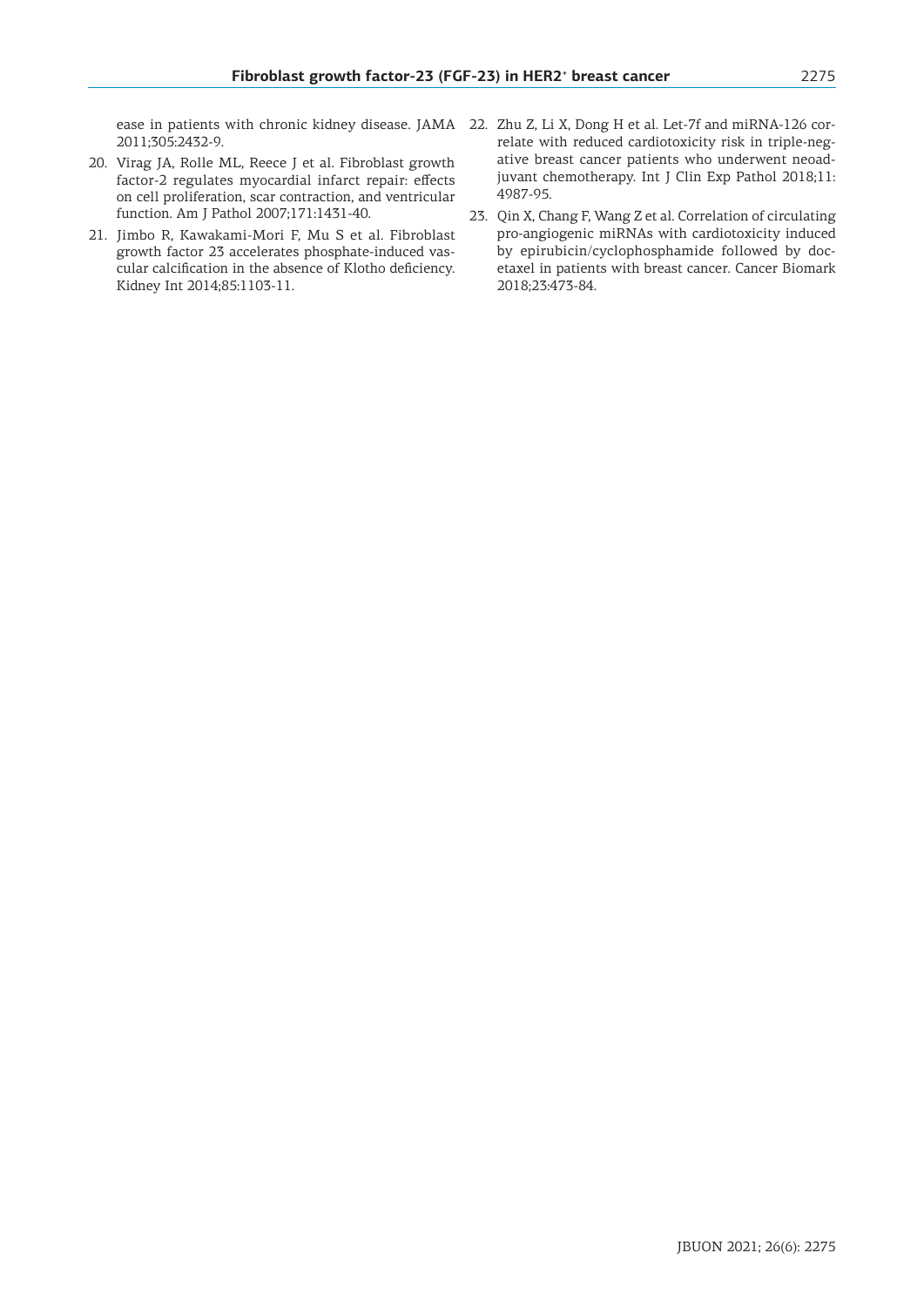ease in patients with chronic kidney disease. JAMA 2011;305:2432-9.

20. Virag JA, Rolle ML, Reece J et al. Fibroblast growth factor-2 regulates myocardial infarct repair: effects on cell proliferation, scar contraction, and ventricular function. Am J Pathol 2007;171:1431-40.
21. Jimbo R, Kawakami-Mori F, Mu S et al. Fibroblast growth factor 23 accelerates phosphate-induced vascular calcification in the absence of Klotho deficiency. Kidney Int 2014;85:1103-11.
22. Zhu Z, Li X, Dong H et al. Let-7f and miRNA-126 correlate with reduced cardiotoxicity risk in triple-negative breast cancer patients who underwent neoadjuvant chemotherapy. Int J Clin Exp Pathol 2018;11: 4987-95.
23. Qin X, Chang F, Wang Z et al. Correlation of circulating pro-angiogenic miRNAs with cardiotoxicity induced by epirubicin/cyclophosphamide followed by docetaxel in patients with breast cancer. Cancer Biomark 2018;23:473-84.